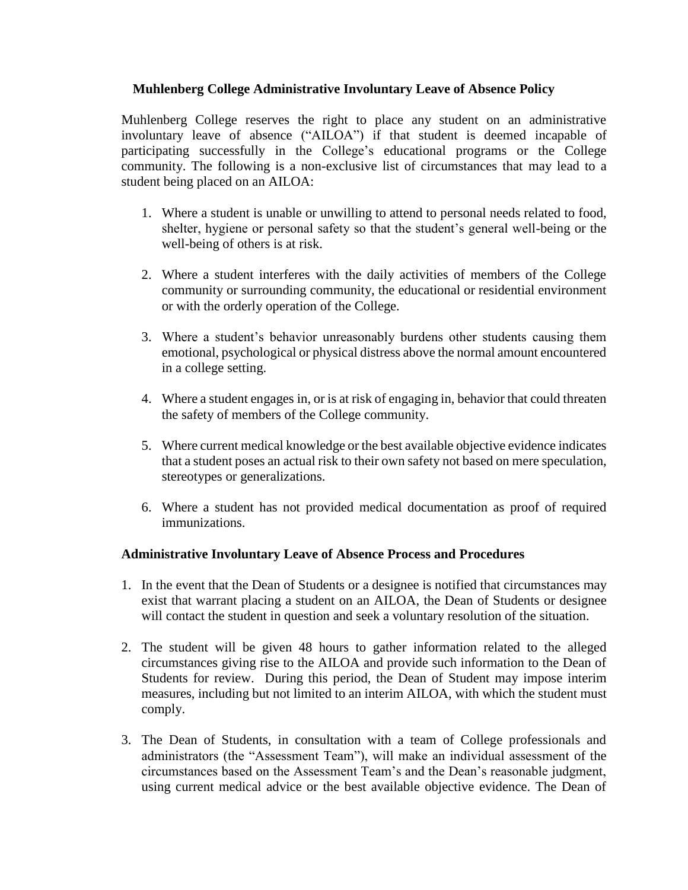## Muhlenberg College Administrative Involuntary Leave of Absence Policy

Muhlenberg College reserves the right to place any student on an administrative involuntary leave of absence ("AILOA") if that student is deemed incapable of participating successfully in the College's educational programs or the College community. The following is a non-exclusive list of circumstances that may lead to a student being placed on an AILOA:

1. Where a student is unable or unwilling to attend to personal needs related to food, shelter, hygiene or personal safety so that the student's general well-being or the well-being of others is at risk.

2. Where a student interferes with the daily activities of members of the College community or surrounding community, the educational or residential environment or with the orderly operation of the College.

3. Where a student's behavior unreasonably burdens other students causing them emotional, psychological or physical distress above the normal amount encountered in a college setting.

4. Where a student engages in, or is at risk of engaging in, behavior that could threaten the safety of members of the College community.

5. Where current medical knowledge or the best available objective evidence indicates that a student poses an actual risk to their own safety not based on mere speculation, stereotypes or generalizations.

6. Where a student has not provided medical documentation as proof of required immunizations.

### Administrative Involuntary Leave of Absence Process and Procedures

1. In the event that the Dean of Students or a designee is notified that circumstances may exist that warrant placing a student on an AILOA, the Dean of Students or designee will contact the student in question and seek a voluntary resolution of the situation.

2. The student will be given 48 hours to gather information related to the alleged circumstances giving rise to the AILOA and provide such information to the Dean of Students for review. During this period, the Dean of Student may impose interim measures, including but not limited to an interim AILOA, with which the student must comply.

3. The Dean of Students, in consultation with a team of College professionals and administrators (the "Assessment Team"), will make an individual assessment of the circumstances based on the Assessment Team's and the Dean's reasonable judgment, using current medical advice or the best available objective evidence. The Dean of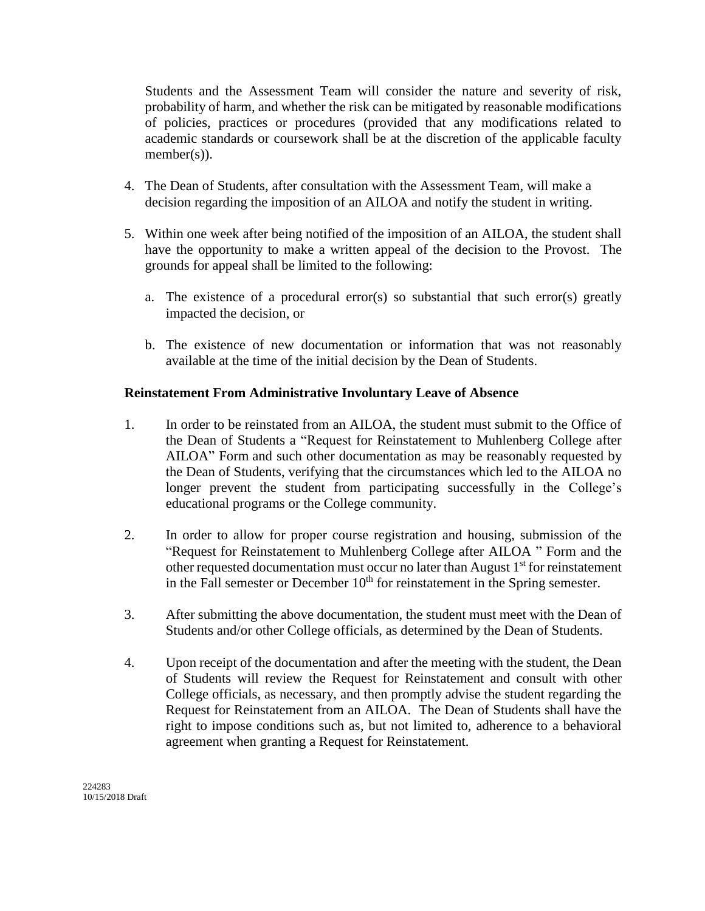Students and the Assessment Team will consider the nature and severity of risk, probability of harm, and whether the risk can be mitigated by reasonable modifications of policies, practices or procedures (provided that any modifications related to academic standards or coursework shall be at the discretion of the applicable faculty member(s)).

4. The Dean of Students, after consultation with the Assessment Team, will make a decision regarding the imposition of an AILOA and notify the student in writing.

5. Within one week after being notified of the imposition of an AILOA, the student shall have the opportunity to make a written appeal of the decision to the Provost. The grounds for appeal shall be limited to the following:

   a. The existence of a procedural error(s) so substantial that such error(s) greatly impacted the decision, or

   b. The existence of new documentation or information that was not reasonably available at the time of the initial decision by the Dean of Students.

**Reinstatement From Administrative Involuntary Leave of Absence**

1. In order to be reinstated from an AILOA, the student must submit to the Office of the Dean of Students a "Request for Reinstatement to Muhlenberg College after AILOA" Form and such other documentation as may be reasonably requested by the Dean of Students, verifying that the circumstances which led to the AILOA no longer prevent the student from participating successfully in the College's educational programs or the College community.

2. In order to allow for proper course registration and housing, submission of the "Request for Reinstatement to Muhlenberg College after AILOA " Form and the other requested documentation must occur no later than August 1st for reinstatement in the Fall semester or December 10th for reinstatement in the Spring semester.

3. After submitting the above documentation, the student must meet with the Dean of Students and/or other College officials, as determined by the Dean of Students.

4. Upon receipt of the documentation and after the meeting with the student, the Dean of Students will review the Request for Reinstatement and consult with other College officials, as necessary, and then promptly advise the student regarding the Request for Reinstatement from an AILOA. The Dean of Students shall have the right to impose conditions such as, but not limited to, adherence to a behavioral agreement when granting a Request for Reinstatement.

224283
10/15/2018 Draft